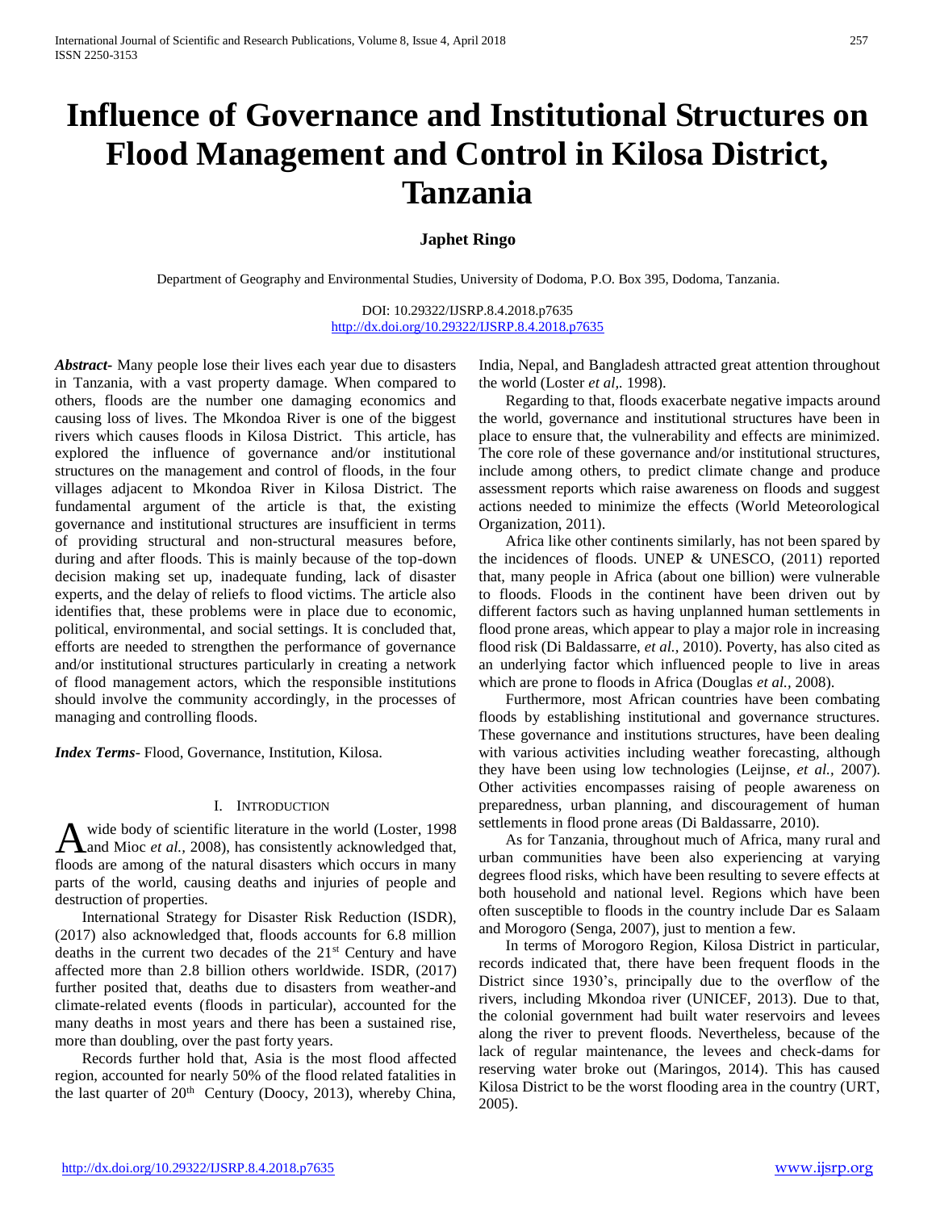# Influence of Governance and Institutional Structures on Flood Management and Control in Kilosa District, Tanzania

**Japhet Ringo**

Department of Geography and Environmental Studies, University of Dodoma, P.O. Box 395, Dodoma, Tanzania.

DOI: 10.29322/IJSRP.8.4.2018.p7635
http://dx.doi.org/10.29322/IJSRP.8.4.2018.p7635

***Abstract-*** Many people lose their lives each year due to disasters in Tanzania, with a vast property damage. When compared to others, floods are the number one damaging economics and causing loss of lives. The Mkondoa River is one of the biggest rivers which causes floods in Kilosa District. This article, has explored the influence of governance and/or institutional structures on the management and control of floods, in the four villages adjacent to Mkondoa River in Kilosa District. The fundamental argument of the article is that, the existing governance and institutional structures are insufficient in terms of providing structural and non-structural measures before, during and after floods. This is mainly because of the top-down decision making set up, inadequate funding, lack of disaster experts, and the delay of reliefs to flood victims. The article also identifies that, these problems were in place due to economic, political, environmental, and social settings. It is concluded that, efforts are needed to strengthen the performance of governance and/or institutional structures particularly in creating a network of flood management actors, which the responsible institutions should involve the community accordingly, in the processes of managing and controlling floods.

***Index Terms-*** Flood, Governance, Institution, Kilosa.

## I. INTRODUCTION

A wide body of scientific literature in the world (Loster, 1998 and Mioc *et al.,* 2008), has consistently acknowledged that, floods are among of the natural disasters which occurs in many parts of the world, causing deaths and injuries of people and destruction of properties.

International Strategy for Disaster Risk Reduction (ISDR), (2017) also acknowledged that, floods accounts for 6.8 million deaths in the current two decades of the 21st Century and have affected more than 2.8 billion others worldwide. ISDR, (2017) further posited that, deaths due to disasters from weather-and climate-related events (floods in particular), accounted for the many deaths in most years and there has been a sustained rise, more than doubling, over the past forty years.

Records further hold that, Asia is the most flood affected region, accounted for nearly 50% of the flood related fatalities in the last quarter of 20th Century (Doocy, 2013), whereby China, India, Nepal, and Bangladesh attracted great attention throughout the world (Loster *et al,.* 1998).

Regarding to that, floods exacerbate negative impacts around the world, governance and institutional structures have been in place to ensure that, the vulnerability and effects are minimized. The core role of these governance and/or institutional structures, include among others, to predict climate change and produce assessment reports which raise awareness on floods and suggest actions needed to minimize the effects (World Meteorological Organization, 2011).

Africa like other continents similarly, has not been spared by the incidences of floods. UNEP & UNESCO, (2011) reported that, many people in Africa (about one billion) were vulnerable to floods. Floods in the continent have been driven out by different factors such as having unplanned human settlements in flood prone areas, which appear to play a major role in increasing flood risk (Di Baldassarre, *et al.,* 2010). Poverty, has also cited as an underlying factor which influenced people to live in areas which are prone to floods in Africa (Douglas *et al.,* 2008).

Furthermore, most African countries have been combating floods by establishing institutional and governance structures. These governance and institutions structures, have been dealing with various activities including weather forecasting, although they have been using low technologies (Leijnse, *et al.,* 2007). Other activities encompasses raising of people awareness on preparedness, urban planning, and discouragement of human settlements in flood prone areas (Di Baldassarre, 2010).

As for Tanzania, throughout much of Africa, many rural and urban communities have been also experiencing at varying degrees flood risks, which have been resulting to severe effects at both household and national level. Regions which have been often susceptible to floods in the country include Dar es Salaam and Morogoro (Senga, 2007), just to mention a few.

In terms of Morogoro Region, Kilosa District in particular, records indicated that, there have been frequent floods in the District since 1930's, principally due to the overflow of the rivers, including Mkondoa river (UNICEF, 2013). Due to that, the colonial government had built water reservoirs and levees along the river to prevent floods. Nevertheless, because of the lack of regular maintenance, the levees and check-dams for reserving water broke out (Maringos, 2014). This has caused Kilosa District to be the worst flooding area in the country (URT, 2005).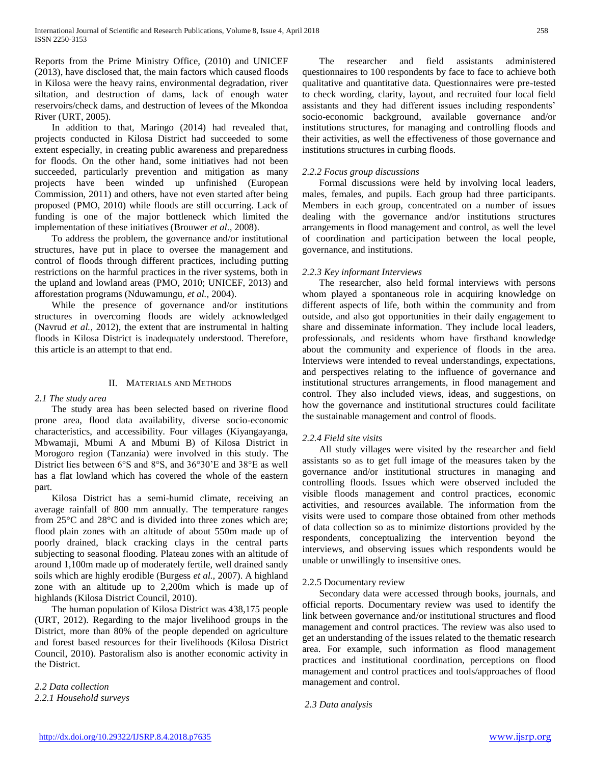Reports from the Prime Ministry Office, (2010) and UNICEF (2013), have disclosed that, the main factors which caused floods in Kilosa were the heavy rains, environmental degradation, river siltation, and destruction of dams, lack of enough water reservoirs/check dams, and destruction of levees of the Mkondoa River (URT, 2005).

In addition to that, Maringo (2014) had revealed that, projects conducted in Kilosa District had succeeded to some extent especially, in creating public awareness and preparedness for floods. On the other hand, some initiatives had not been succeeded, particularly prevention and mitigation as many projects have been winded up unfinished (European Commission, 2011) and others, have not even started after being proposed (PMO, 2010) while floods are still occurring. Lack of funding is one of the major bottleneck which limited the implementation of these initiatives (Brouwer *et al.,* 2008).

To address the problem, the governance and/or institutional structures, have put in place to oversee the management and control of floods through different practices, including putting restrictions on the harmful practices in the river systems, both in the upland and lowland areas (PMO, 2010; UNICEF, 2013) and afforestation programs (Nduwamungu, *et al.,* 2004).

While the presence of governance and/or institutions structures in overcoming floods are widely acknowledged (Navrud *et al.,* 2012), the extent that are instrumental in halting floods in Kilosa District is inadequately understood. Therefore, this article is an attempt to that end.

## II. Materials and Methods

### *2.1 The study area*

The study area has been selected based on riverine flood prone area, flood data availability, diverse socio-economic characteristics, and accessibility. Four villages (Kiyangayanga, Mbwamaji, Mbumi A and Mbumi B) of Kilosa District in Morogoro region (Tanzania) were involved in this study. The District lies between 6°S and 8°S, and 36°30'E and 38°E as well has a flat lowland which has covered the whole of the eastern part.

Kilosa District has a semi-humid climate, receiving an average rainfall of 800 mm annually. The temperature ranges from 25°C and 28°C and is divided into three zones which are; flood plain zones with an altitude of about 550m made up of poorly drained, black cracking clays in the central parts subjecting to seasonal flooding. Plateau zones with an altitude of around 1,100m made up of moderately fertile, well drained sandy soils which are highly erodible (Burgess *et al.,* 2007). A highland zone with an altitude up to 2,200m which is made up of highlands (Kilosa District Council, 2010).

The human population of Kilosa District was 438,175 people (URT, 2012). Regarding to the major livelihood groups in the District, more than 80% of the people depended on agriculture and forest based resources for their livelihoods (Kilosa District Council, 2010). Pastoralism also is another economic activity in the District.

### *2.2 Data collection*

#### *2.2.1 Household surveys*

The researcher and field assistants administered questionnaires to 100 respondents by face to face to achieve both qualitative and quantitative data. Questionnaires were pre-tested to check wording, clarity, layout, and recruited four local field assistants and they had different issues including respondents' socio-economic background, available governance and/or institutions structures, for managing and controlling floods and their activities, as well the effectiveness of those governance and institutions structures in curbing floods.

#### *2.2.2 Focus group discussions*

Formal discussions were held by involving local leaders, males, females, and pupils. Each group had three participants. Members in each group, concentrated on a number of issues dealing with the governance and/or institutions structures arrangements in flood management and control, as well the level of coordination and participation between the local people, governance, and institutions.

#### *2.2.3 Key informant Interviews*

The researcher, also held formal interviews with persons whom played a spontaneous role in acquiring knowledge on different aspects of life, both within the community and from outside, and also got opportunities in their daily engagement to share and disseminate information. They include local leaders, professionals, and residents whom have firsthand knowledge about the community and experience of floods in the area. Interviews were intended to reveal understandings, expectations, and perspectives relating to the influence of governance and institutional structures arrangements, in flood management and control. They also included views, ideas, and suggestions, on how the governance and institutional structures could facilitate the sustainable management and control of floods.

#### *2.2.4 Field site visits*

All study villages were visited by the researcher and field assistants so as to get full image of the measures taken by the governance and/or institutional structures in managing and controlling floods. Issues which were observed included the visible floods management and control practices, economic activities, and resources available. The information from the visits were used to compare those obtained from other methods of data collection so as to minimize distortions provided by the respondents, conceptualizing the intervention beyond the interviews, and observing issues which respondents would be unable or unwillingly to insensitive ones.

#### 2.2.5 Documentary review

Secondary data were accessed through books, journals, and official reports. Documentary review was used to identify the link between governance and/or institutional structures and flood management and control practices. The review was also used to get an understanding of the issues related to the thematic research area. For example, such information as flood management practices and institutional coordination, perceptions on flood management and control practices and tools/approaches of flood management and control.

### *2.3 Data analysis*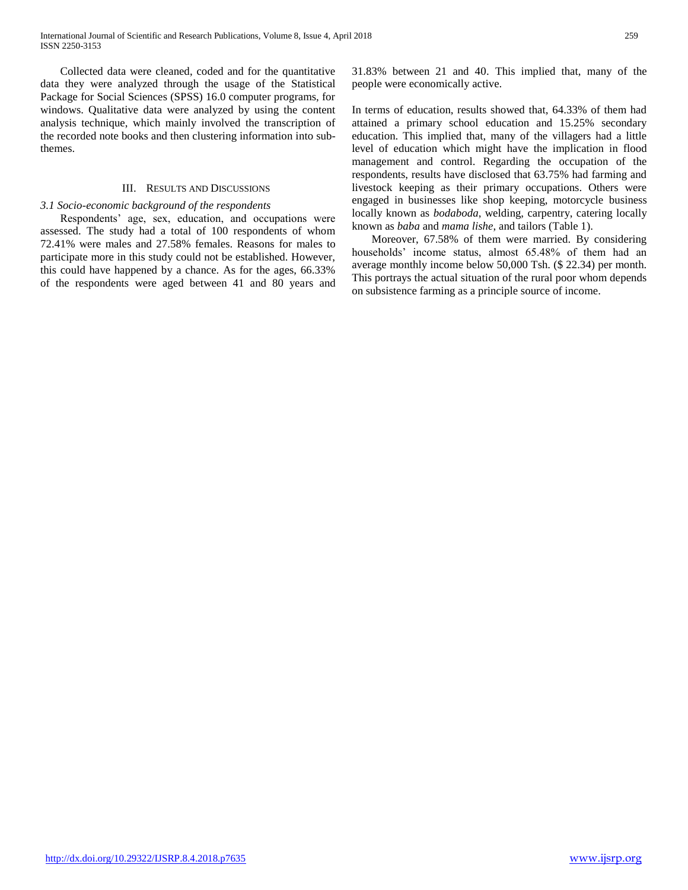Collected data were cleaned, coded and for the quantitative data they were analyzed through the usage of the Statistical Package for Social Sciences (SPSS) 16.0 computer programs, for windows. Qualitative data were analyzed by using the content analysis technique, which mainly involved the transcription of the recorded note books and then clustering information into sub-themes.

## III. Results and Discussions

### *3.1 Socio-economic background of the respondents*

Respondents' age, sex, education, and occupations were assessed. The study had a total of 100 respondents of whom 72.41% were males and 27.58% females. Reasons for males to participate more in this study could not be established. However, this could have happened by a chance. As for the ages, 66.33% of the respondents were aged between 41 and 80 years and 31.83% between 21 and 40. This implied that, many of the people were economically active.

In terms of education, results showed that, 64.33% of them had attained a primary school education and 15.25% secondary education. This implied that, many of the villagers had a little level of education which might have the implication in flood management and control. Regarding the occupation of the respondents, results have disclosed that 63.75% had farming and livestock keeping as their primary occupations. Others were engaged in businesses like shop keeping, motorcycle business locally known as *bodaboda*, welding, carpentry, catering locally known as *baba* and *mama lishe*, and tailors (Table 1).

Moreover, 67.58% of them were married. By considering households' income status, almost 65.48% of them had an average monthly income below 50,000 Tsh. ($ 22.34) per month. This portrays the actual situation of the rural poor whom depends on subsistence farming as a principle source of income.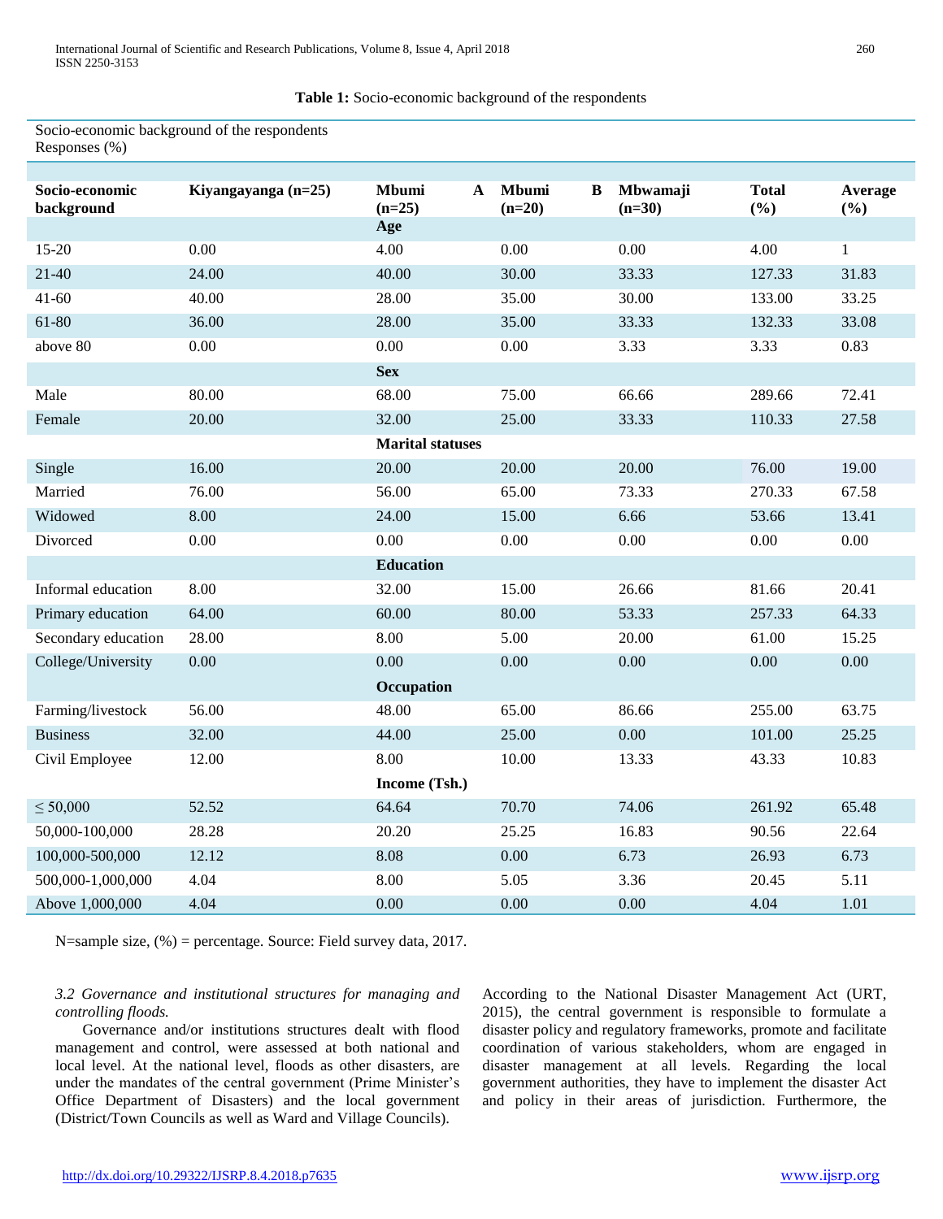**Table 1:** Socio-economic background of the respondents

Socio-economic background of the respondents
Responses (%)

| Socio-economic background | Kiyangayanga (n=25) | Mbumi A (n=25) | Mbumi B (n=20) | Mbwamaji (n=30) | Total (%) | Average (%) |
|---|---|---|---|---|---|---|
| | | **Age** | | | | |
| 15-20 | 0.00 | 4.00 | 0.00 | 0.00 | 4.00 | 1 |
| 21-40 | 24.00 | 40.00 | 30.00 | 33.33 | 127.33 | 31.83 |
| 41-60 | 40.00 | 28.00 | 35.00 | 30.00 | 133.00 | 33.25 |
| 61-80 | 36.00 | 28.00 | 35.00 | 33.33 | 132.33 | 33.08 |
| above 80 | 0.00 | 0.00 | 0.00 | 3.33 | 3.33 | 0.83 |
| | | **Sex** | | | | |
| Male | 80.00 | 68.00 | 75.00 | 66.66 | 289.66 | 72.41 |
| Female | 20.00 | 32.00 | 25.00 | 33.33 | 110.33 | 27.58 |
| | | **Marital statuses** | | | | |
| Single | 16.00 | 20.00 | 20.00 | 20.00 | 76.00 | 19.00 |
| Married | 76.00 | 56.00 | 65.00 | 73.33 | 270.33 | 67.58 |
| Widowed | 8.00 | 24.00 | 15.00 | 6.66 | 53.66 | 13.41 |
| Divorced | 0.00 | 0.00 | 0.00 | 0.00 | 0.00 | 0.00 |
| | | **Education** | | | | |
| Informal education | 8.00 | 32.00 | 15.00 | 26.66 | 81.66 | 20.41 |
| Primary education | 64.00 | 60.00 | 80.00 | 53.33 | 257.33 | 64.33 |
| Secondary education | 28.00 | 8.00 | 5.00 | 20.00 | 61.00 | 15.25 |
| College/University | 0.00 | 0.00 | 0.00 | 0.00 | 0.00 | 0.00 |
| | | **Occupation** | | | | |
| Farming/livestock | 56.00 | 48.00 | 65.00 | 86.66 | 255.00 | 63.75 |
| Business | 32.00 | 44.00 | 25.00 | 0.00 | 101.00 | 25.25 |
| Civil Employee | 12.00 | 8.00 | 10.00 | 13.33 | 43.33 | 10.83 |
| | | **Income (Tsh.)** | | | | |
| ≤ 50,000 | 52.52 | 64.64 | 70.70 | 74.06 | 261.92 | 65.48 |
| 50,000-100,000 | 28.28 | 20.20 | 25.25 | 16.83 | 90.56 | 22.64 |
| 100,000-500,000 | 12.12 | 8.08 | 0.00 | 6.73 | 26.93 | 6.73 |
| 500,000-1,000,000 | 4.04 | 8.00 | 5.05 | 3.36 | 20.45 | 5.11 |
| Above 1,000,000 | 4.04 | 0.00 | 0.00 | 0.00 | 4.04 | 1.01 |

N=sample size, (%) = percentage. Source: Field survey data, 2017.

### *3.2 Governance and institutional structures for managing and controlling floods.*

Governance and/or institutions structures dealt with flood management and control, were assessed at both national and local level. At the national level, floods as other disasters, are under the mandates of the central government (Prime Minister's Office Department of Disasters) and the local government (District/Town Councils as well as Ward and Village Councils). According to the National Disaster Management Act (URT, 2015), the central government is responsible to formulate a disaster policy and regulatory frameworks, promote and facilitate coordination of various stakeholders, whom are engaged in disaster management at all levels. Regarding the local government authorities, they have to implement the disaster Act and policy in their areas of jurisdiction. Furthermore, the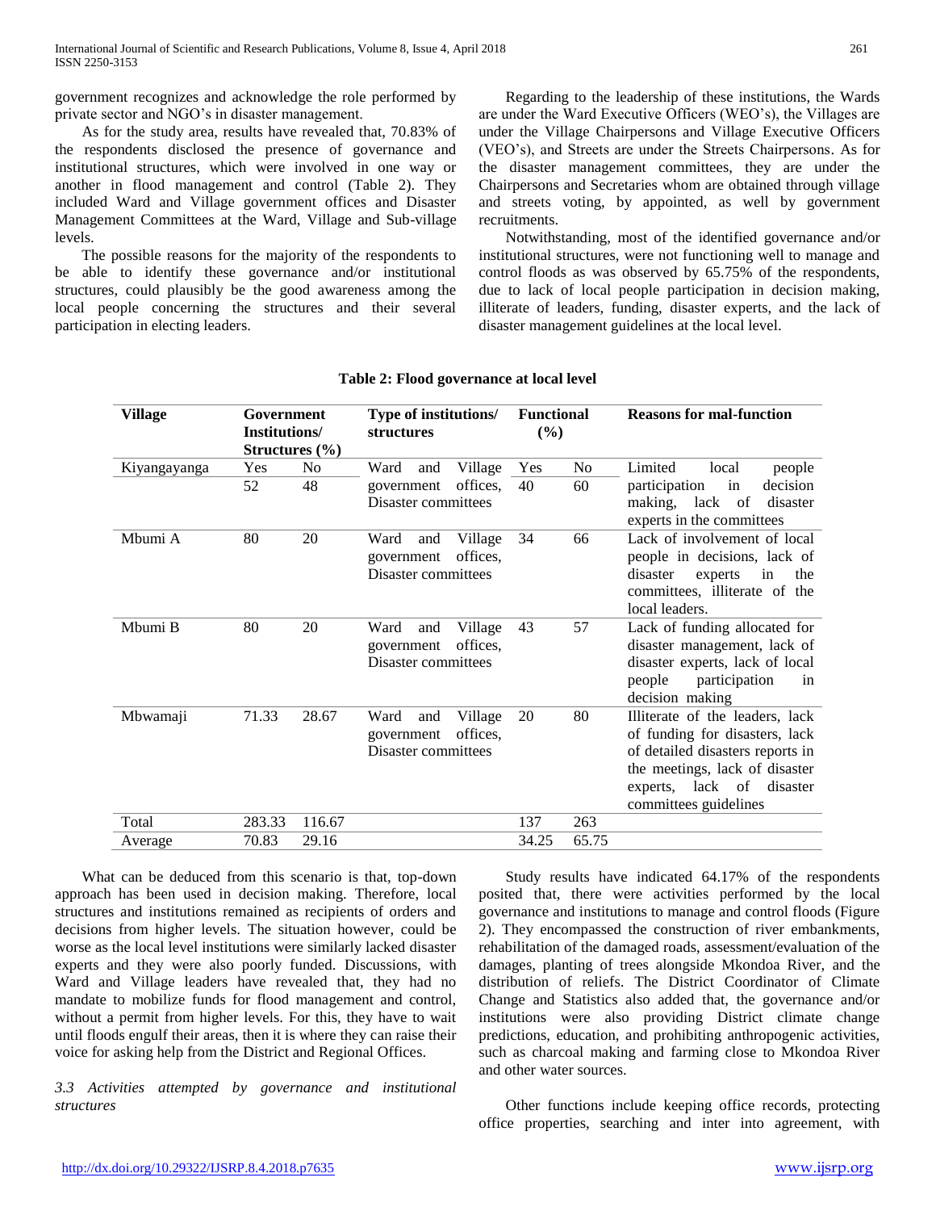government recognizes and acknowledge the role performed by private sector and NGO's in disaster management.

As for the study area, results have revealed that, 70.83% of the respondents disclosed the presence of governance and institutional structures, which were involved in one way or another in flood management and control (Table 2). They included Ward and Village government offices and Disaster Management Committees at the Ward, Village and Sub-village levels.

The possible reasons for the majority of the respondents to be able to identify these governance and/or institutional structures, could plausibly be the good awareness among the local people concerning the structures and their several participation in electing leaders.

Regarding to the leadership of these institutions, the Wards are under the Ward Executive Officers (WEO's), the Villages are under the Village Chairpersons and Village Executive Officers (VEO's), and Streets are under the Streets Chairpersons. As for the disaster management committees, they are under the Chairpersons and Secretaries whom are obtained through village and streets voting, by appointed, as well by government recruitments.

Notwithstanding, most of the identified governance and/or institutional structures, were not functioning well to manage and control floods as was observed by 65.75% of the respondents, due to lack of local people participation in decision making, illiterate of leaders, funding, disaster experts, and the lack of disaster management guidelines at the local level.

**Table 2: Flood governance at local level**

| Village | Government Institutions/ Structures (%) | | Type of institutions/ structures | Functional (%) | | Reasons for mal-function |
|---|---|---|---|---|---|---|
| | Yes | No | | Yes | No | |
| Kiyangayanga | 52 | 48 | Ward and Village government offices, Disaster committees | 40 | 60 | Limited local people participation in decision making, lack of disaster experts in the committees |
| Mbumi A | 80 | 20 | Ward and Village government offices, Disaster committees | 34 | 66 | Lack of involvement of local people in decisions, lack of disaster experts in the committees, illiterate of the local leaders. |
| Mbumi B | 80 | 20 | Ward and Village government offices, Disaster committees | 43 | 57 | Lack of funding allocated for disaster management, lack of disaster experts, lack of local people participation in decision making |
| Mbwamaji | 71.33 | 28.67 | Ward and Village government offices, Disaster committees | 20 | 80 | Illiterate of the leaders, lack of funding for disasters, lack of detailed disasters reports in the meetings, lack of disaster experts, lack of disaster committees guidelines |
| Total | 283.33 | 116.67 | | 137 | 263 | |
| Average | 70.83 | 29.16 | | 34.25 | 65.75 | |

What can be deduced from this scenario is that, top-down approach has been used in decision making. Therefore, local structures and institutions remained as recipients of orders and decisions from higher levels. The situation however, could be worse as the local level institutions were similarly lacked disaster experts and they were also poorly funded. Discussions, with Ward and Village leaders have revealed that, they had no mandate to mobilize funds for flood management and control, without a permit from higher levels. For this, they have to wait until floods engulf their areas, then it is where they can raise their voice for asking help from the District and Regional Offices.

*3.3 Activities attempted by governance and institutional structures*

Study results have indicated 64.17% of the respondents posited that, there were activities performed by the local governance and institutions to manage and control floods (Figure 2). They encompassed the construction of river embankments, rehabilitation of the damaged roads, assessment/evaluation of the damages, planting of trees alongside Mkondoa River, and the distribution of reliefs. The District Coordinator of Climate Change and Statistics also added that, the governance and/or institutions were also providing District climate change predictions, education, and prohibiting anthropogenic activities, such as charcoal making and farming close to Mkondoa River and other water sources.

Other functions include keeping office records, protecting office properties, searching and inter into agreement, with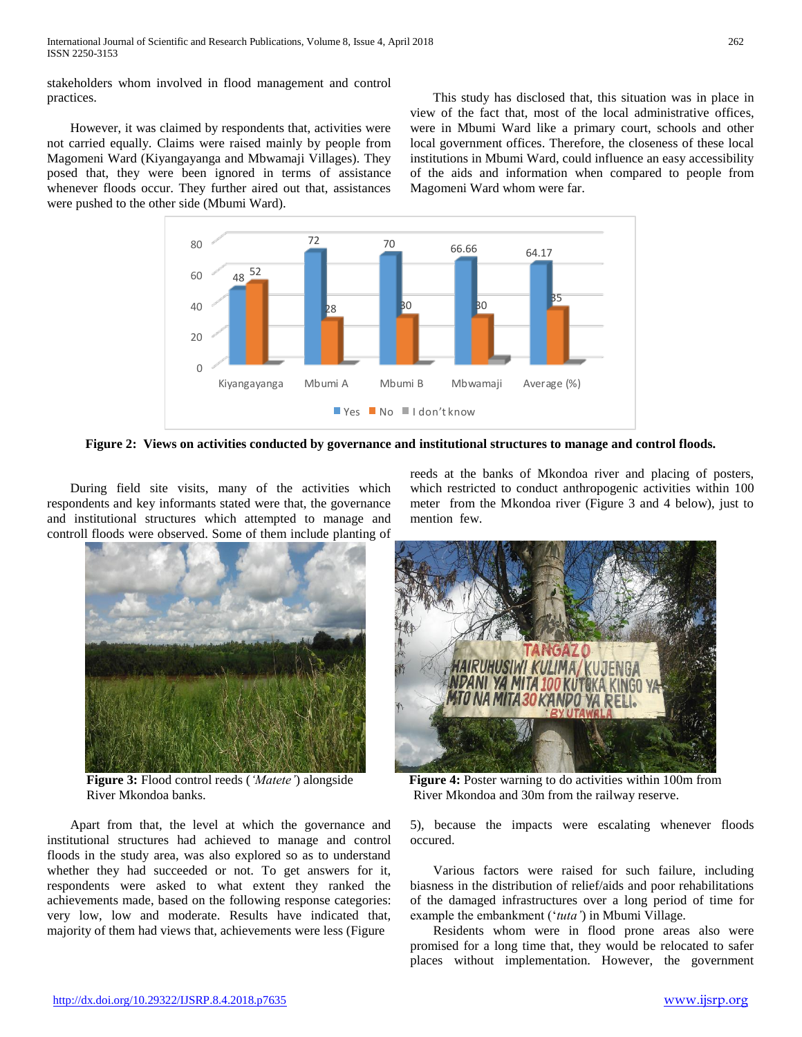stakeholders whom involved in flood management and control practices.

However, it was claimed by respondents that, activities were not carried equally. Claims were raised mainly by people from Magomeni Ward (Kiyangayanga and Mbwamaji Villages). They posed that, they were been ignored in terms of assistance whenever floods occur. They further aired out that, assistances were pushed to the other side (Mbumi Ward).

This study has disclosed that, this situation was in place in view of the fact that, most of the local administrative offices, were in Mbumi Ward like a primary court, schools and other local government offices. Therefore, the closeness of these local institutions in Mbumi Ward, could influence an easy accessibility of the aids and information when compared to people from Magomeni Ward whom were far.

**Figure 2: Views on activities conducted by governance and institutional structures to manage and control floods.**

During field site visits, many of the activities which respondents and key informants stated were that, the governance and institutional structures which attempted to manage and controll floods were observed. Some of them include planting of reeds at the banks of Mkondoa river and placing of posters, which restricted to conduct anthropogenic activities within 100 meter from the Mkondoa river (Figure 3 and 4 below), just to mention few.

**Figure 3:** Flood control reeds (*'Matete'*) alongside River Mkondoa banks.

**Figure 4:** Poster warning to do activities within 100m from River Mkondoa and 30m from the railway reserve.

Apart from that, the level at which the governance and institutional structures had achieved to manage and control floods in the study area, was also explored so as to understand whether they had succeeded or not. To get answers for it, respondents were asked to what extent they ranked the achievements made, based on the following response categories: very low, low and moderate. Results have indicated that, majority of them had views that, achievements were less (Figure 5), because the impacts were escalating whenever floods occured.

Various factors were raised for such failure, including biasness in the distribution of relief/aids and poor rehabilitations of the damaged infrastructures over a long period of time for example the embankment (*'tuta'*) in Mbumi Village.

Residents whom were in flood prone areas also were promised for a long time that, they would be relocated to safer places without implementation. However, the government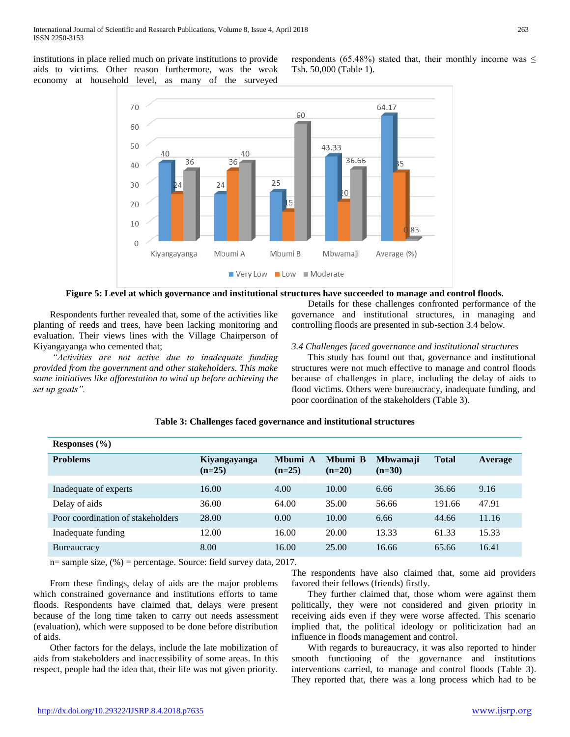institutions in place relied much on private institutions to provide aids to victims. Other reason furthermore, was the weak economy at household level, as many of the surveyed respondents (65.48%) stated that, their monthly income was ≤ Tsh. 50,000 (Table 1).

**Figure 5: Level at which governance and institutional structures have succeeded to manage and control floods.**

Respondents further revealed that, some of the activities like planting of reeds and trees, have been lacking monitoring and evaluation. Their views lines with the Village Chairperson of Kiyangayanga who cemented that;

*"Activities are not active due to inadequate funding provided from the government and other stakeholders. This make some initiatives like afforestation to wind up before achieving the set up goals".*

Details for these challenges confronted performance of the governance and institutional structures, in managing and controlling floods are presented in sub-section 3.4 below.

### *3.4 Challenges faced governance and institutional structures*

This study has found out that, governance and institutional structures were not much effective to manage and control floods because of challenges in place, including the delay of aids to flood victims. Others were bureaucracy, inadequate funding, and poor coordination of the stakeholders (Table 3).

**Table 3: Challenges faced governance and institutional structures**

| **Responses (%)** | | | | | | |
|---|---|---|---|---|---|---|
| **Problems** | **Kiyangayanga (n=25)** | **Mbumi A (n=25)** | **Mbumi B (n=20)** | **Mbwamaji (n=30)** | **Total** | **Average** |
| Inadequate of experts | 16.00 | 4.00 | 10.00 | 6.66 | 36.66 | 9.16 |
| Delay of aids | 36.00 | 64.00 | 35.00 | 56.66 | 191.66 | 47.91 |
| Poor coordination of stakeholders | 28.00 | 0.00 | 10.00 | 6.66 | 44.66 | 11.16 |
| Inadequate funding | 12.00 | 16.00 | 20.00 | 13.33 | 61.33 | 15.33 |
| Bureaucracy | 8.00 | 16.00 | 25.00 | 16.66 | 65.66 | 16.41 |

n= sample size, (%) = percentage. Source: field survey data, 2017.

From these findings, delay of aids are the major problems which constrained governance and institutions efforts to tame floods. Respondents have claimed that, delays were present because of the long time taken to carry out needs assessment (evaluation), which were supposed to be done before distribution of aids.

Other factors for the delays, include the late mobilization of aids from stakeholders and inaccessibility of some areas. In this respect, people had the idea that, their life was not given priority. The respondents have also claimed that, some aid providers favored their fellows (friends) firstly.

They further claimed that, those whom were against them politically, they were not considered and given priority in receiving aids even if they were worse affected. This scenario implied that, the political ideology or politicization had an influence in floods management and control.

With regards to bureaucracy, it was also reported to hinder smooth functioning of the governance and institutions interventions carried, to manage and control floods (Table 3). They reported that, there was a long process which had to be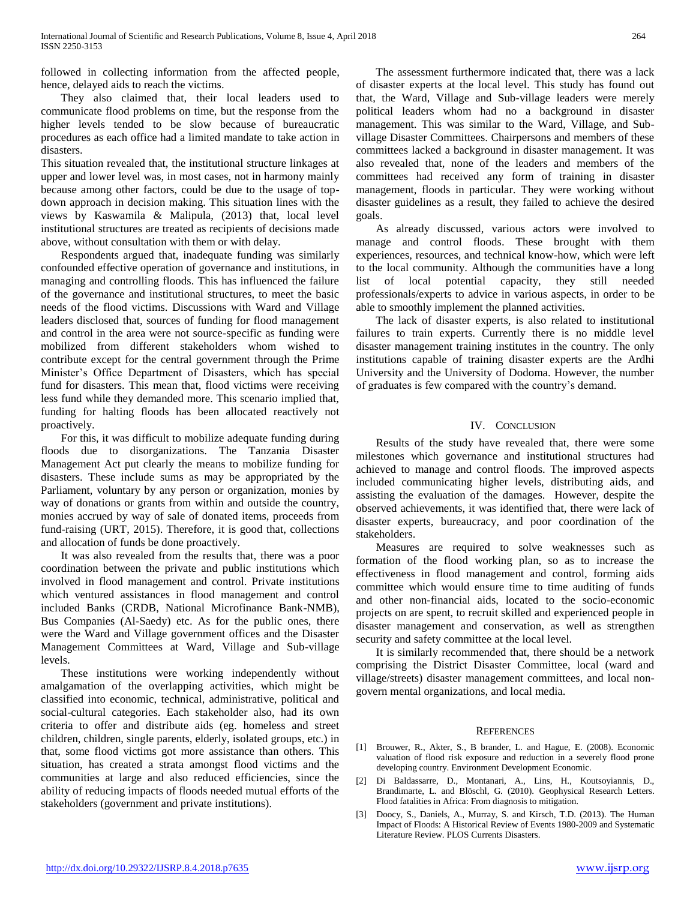followed in collecting information from the affected people, hence, delayed aids to reach the victims.

They also claimed that, their local leaders used to communicate flood problems on time, but the response from the higher levels tended to be slow because of bureaucratic procedures as each office had a limited mandate to take action in disasters.

This situation revealed that, the institutional structure linkages at upper and lower level was, in most cases, not in harmony mainly because among other factors, could be due to the usage of top-down approach in decision making. This situation lines with the views by Kaswamila & Malipula, (2013) that, local level institutional structures are treated as recipients of decisions made above, without consultation with them or with delay.

Respondents argued that, inadequate funding was similarly confounded effective operation of governance and institutions, in managing and controlling floods. This has influenced the failure of the governance and institutional structures, to meet the basic needs of the flood victims. Discussions with Ward and Village leaders disclosed that, sources of funding for flood management and control in the area were not source-specific as funding were mobilized from different stakeholders whom wished to contribute except for the central government through the Prime Minister's Office Department of Disasters, which has special fund for disasters. This mean that, flood victims were receiving less fund while they demanded more. This scenario implied that, funding for halting floods has been allocated reactively not proactively.

For this, it was difficult to mobilize adequate funding during floods due to disorganizations. The Tanzania Disaster Management Act put clearly the means to mobilize funding for disasters. These include sums as may be appropriated by the Parliament, voluntary by any person or organization, monies by way of donations or grants from within and outside the country, monies accrued by way of sale of donated items, proceeds from fund-raising (URT, 2015). Therefore, it is good that, collections and allocation of funds be done proactively.

It was also revealed from the results that, there was a poor coordination between the private and public institutions which involved in flood management and control. Private institutions which ventured assistances in flood management and control included Banks (CRDB, National Microfinance Bank-NMB), Bus Companies (Al-Saedy) etc. As for the public ones, there were the Ward and Village government offices and the Disaster Management Committees at Ward, Village and Sub-village levels.

These institutions were working independently without amalgamation of the overlapping activities, which might be classified into economic, technical, administrative, political and social-cultural categories. Each stakeholder also, had its own criteria to offer and distribute aids (eg. homeless and street children, children, single parents, elderly, isolated groups, etc.) in that, some flood victims got more assistance than others. This situation, has created a strata amongst flood victims and the communities at large and also reduced efficiencies, since the ability of reducing impacts of floods needed mutual efforts of the stakeholders (government and private institutions).

The assessment furthermore indicated that, there was a lack of disaster experts at the local level. This study has found out that, the Ward, Village and Sub-village leaders were merely political leaders whom had no a background in disaster management. This was similar to the Ward, Village, and Sub-village Disaster Committees. Chairpersons and members of these committees lacked a background in disaster management. It was also revealed that, none of the leaders and members of the committees had received any form of training in disaster management, floods in particular. They were working without disaster guidelines as a result, they failed to achieve the desired goals.

As already discussed, various actors were involved to manage and control floods. These brought with them experiences, resources, and technical know-how, which were left to the local community. Although the communities have a long list of local potential capacity, they still needed professionals/experts to advice in various aspects, in order to be able to smoothly implement the planned activities.

The lack of disaster experts, is also related to institutional failures to train experts. Currently there is no middle level disaster management training institutes in the country. The only institutions capable of training disaster experts are the Ardhi University and the University of Dodoma. However, the number of graduates is few compared with the country's demand.

## IV. Conclusion

Results of the study have revealed that, there were some milestones which governance and institutional structures had achieved to manage and control floods. The improved aspects included communicating higher levels, distributing aids, and assisting the evaluation of the damages. However, despite the observed achievements, it was identified that, there were lack of disaster experts, bureaucracy, and poor coordination of the stakeholders.

Measures are required to solve weaknesses such as formation of the flood working plan, so as to increase the effectiveness in flood management and control, forming aids committee which would ensure time to time auditing of funds and other non-financial aids, located to the socio-economic projects on are spent, to recruit skilled and experienced people in disaster management and conservation, as well as strengthen security and safety committee at the local level.

It is similarly recommended that, there should be a network comprising the District Disaster Committee, local (ward and village/streets) disaster management committees, and local non-govern mental organizations, and local media.

## References

[1] Brouwer, R., Akter, S., B brander, L. and Hague, E. (2008). Economic valuation of flood risk exposure and reduction in a severely flood prone developing country. Environment Development Economic.

[2] Di Baldassarre, D., Montanari, A., Lins, H., Koutsoyiannis, D., Brandimarte, L. and Blöschl, G. (2010). Geophysical Research Letters. Flood fatalities in Africa: From diagnosis to mitigation.

[3] Doocy, S., Daniels, A., Murray, S. and Kirsch, T.D. (2013). The Human Impact of Floods: A Historical Review of Events 1980-2009 and Systematic Literature Review. PLOS Currents Disasters.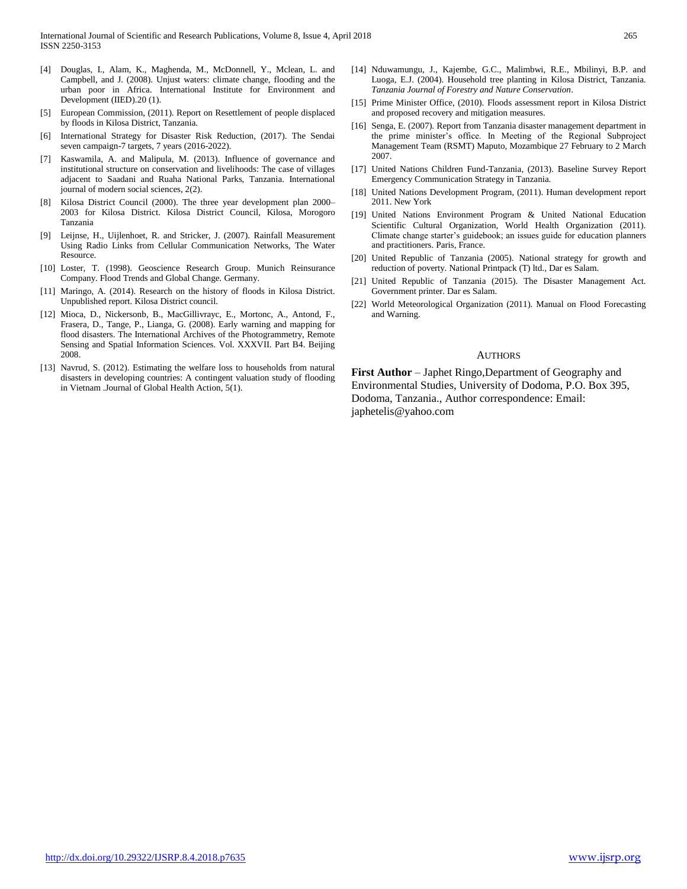[4] Douglas, I., Alam, K., Maghenda, M., McDonnell, Y., Mclean, L. and Campbell, and J. (2008). Unjust waters: climate change, flooding and the urban poor in Africa. International Institute for Environment and Development (IIED).20 (1).

[5] European Commission, (2011). Report on Resettlement of people displaced by floods in Kilosa District, Tanzania.

[6] International Strategy for Disaster Risk Reduction, (2017). The Sendai seven campaign-7 targets, 7 years (2016-2022).

[7] Kaswamila, A. and Malipula, M. (2013). Influence of governance and institutional structure on conservation and livelihoods: The case of villages adjacent to Saadani and Ruaha National Parks, Tanzania. International journal of modern social sciences, 2(2).

[8] Kilosa District Council (2000). The three year development plan 2000–2003 for Kilosa District. Kilosa District Council, Kilosa, Morogoro Tanzania

[9] Leijnse, H., Uijlenhoet, R. and Stricker, J. (2007). Rainfall Measurement Using Radio Links from Cellular Communication Networks, The Water Resource.

[10] Loster, T. (1998). Geoscience Research Group. Munich Reinsurance Company. Flood Trends and Global Change. Germany.

[11] Maringo, A. (2014). Research on the history of floods in Kilosa District. Unpublished report. Kilosa District council.

[12] Mioca, D., Nickersonb, B., MacGillivrayc, E., Mortonc, A., Antond, F., Frasera, D., Tange, P., Lianga, G. (2008). Early warning and mapping for flood disasters. The International Archives of the Photogrammetry, Remote Sensing and Spatial Information Sciences. Vol. XXXVII. Part B4. Beijing 2008.

[13] Navrud, S. (2012). Estimating the welfare loss to households from natural disasters in developing countries: A contingent valuation study of flooding in Vietnam .Journal of Global Health Action, 5(1).

[14] Nduwamungu, J., Kajembe, G.C., Malimbwi, R.E., Mbilinyi, B.P. and Luoga, E.J. (2004). Household tree planting in Kilosa District, Tanzania. *Tanzania Journal of Forestry and Nature Conservation*.

[15] Prime Minister Office, (2010). Floods assessment report in Kilosa District and proposed recovery and mitigation measures.

[16] Senga, E. (2007). Report from Tanzania disaster management department in the prime minister's office. In Meeting of the Regional Subproject Management Team (RSMT) Maputo, Mozambique 27 February to 2 March 2007.

[17] United Nations Children Fund-Tanzania, (2013). Baseline Survey Report Emergency Communication Strategy in Tanzania.

[18] United Nations Development Program, (2011). Human development report 2011. New York

[19] United Nations Environment Program & United National Education Scientific Cultural Organization, World Health Organization (2011). Climate change starter's guidebook; an issues guide for education planners and practitioners. Paris, France.

[20] United Republic of Tanzania (2005). National strategy for growth and reduction of poverty. National Printpack (T) ltd., Dar es Salam.

[21] United Republic of Tanzania (2015). The Disaster Management Act. Government printer. Dar es Salam.

[22] World Meteorological Organization (2011). Manual on Flood Forecasting and Warning.

## AUTHORS

**First Author** – Japhet Ringo,Department of Geography and Environmental Studies, University of Dodoma, P.O. Box 395, Dodoma, Tanzania., Author correspondence: Email: japhetelis@yahoo.com